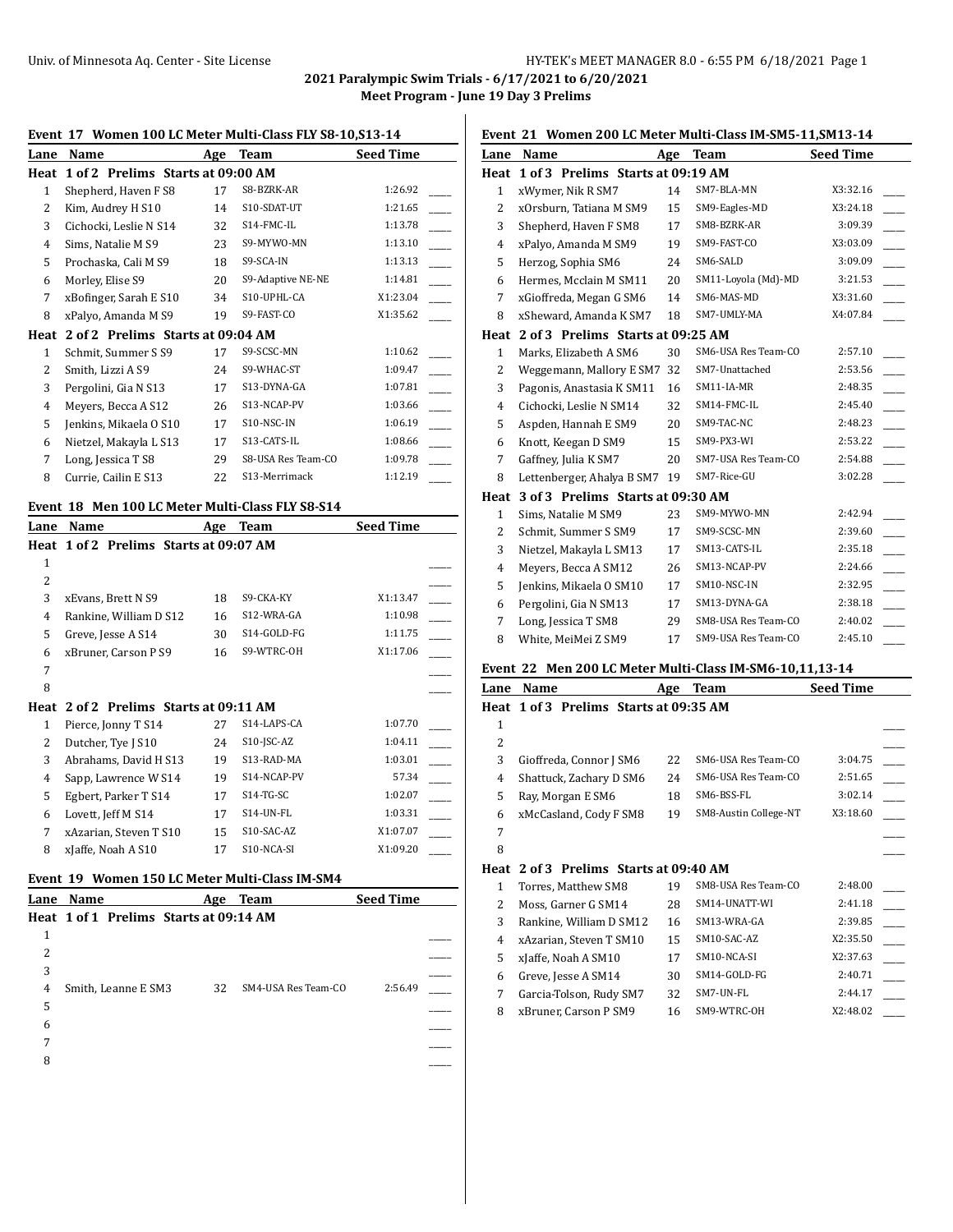**2021 Paralympic Swim Trials - 6/17/2021 to 6/20/2021**

**Meet Program - June 19 Day 3 Prelims**

### Event 17 Women 100 LC Meter Multi-Class FLY S8-10,S13-14

| Lane | Name | Age | Team | Seed Time | |
|---|---|---|---|---|---|
| **Heat 1 of 2 Prelims Starts at 09:00 AM** | | | | | |
| 1 | Shepherd, Haven F S8 | 17 | S8-BZRK-AR | 1:26.92 | _____ |
| 2 | Kim, Audrey H S10 | 14 | S10-SDAT-UT | 1:21.65 | _____ |
| 3 | Cichocki, Leslie N S14 | 32 | S14-FMC-IL | 1:13.78 | _____ |
| 4 | Sims, Natalie M S9 | 23 | S9-MYWO-MN | 1:13.10 | _____ |
| 5 | Prochaska, Cali M S9 | 18 | S9-SCA-IN | 1:13.13 | _____ |
| 6 | Morley, Elise S9 | 20 | S9-Adaptive NE-NE | 1:14.81 | _____ |
| 7 | xBofinger, Sarah E S10 | 34 | S10-UPHL-CA | X1:23.04 | _____ |
| 8 | xPalyo, Amanda M S9 | 19 | S9-FAST-CO | X1:35.62 | _____ |
| **Heat 2 of 2 Prelims Starts at 09:04 AM** | | | | | |
| 1 | Schmit, Summer S S9 | 17 | S9-SCSC-MN | 1:10.62 | _____ |
| 2 | Smith, Lizzi A S9 | 24 | S9-WHAC-ST | 1:09.47 | _____ |
| 3 | Pergolini, Gia N S13 | 17 | S13-DYNA-GA | 1:07.81 | _____ |
| 4 | Meyers, Becca A S12 | 26 | S13-NCAP-PV | 1:03.66 | _____ |
| 5 | Jenkins, Mikaela O S10 | 17 | S10-NSC-IN | 1:06.19 | _____ |
| 6 | Nietzel, Makayla L S13 | 17 | S13-CATS-IL | 1:08.66 | _____ |
| 7 | Long, Jessica T S8 | 29 | S8-USA Res Team-CO | 1:09.78 | _____ |
| 8 | Currie, Cailin E S13 | 22 | S13-Merrimack | 1:12.19 | _____ |

### Event 18 Men 100 LC Meter Multi-Class FLY S8-S14

| Lane | Name | Age | Team | Seed Time | |
|---|---|---|---|---|---|
| **Heat 1 of 2 Prelims Starts at 09:07 AM** | | | | | |
| 1 | | | | | _____ |
| 2 | | | | | _____ |
| 3 | xEvans, Brett N S9 | 18 | S9-CKA-KY | X1:13.47 | _____ |
| 4 | Rankine, William D S12 | 16 | S12-WRA-GA | 1:10.98 | _____ |
| 5 | Greve, Jesse A S14 | 30 | S14-GOLD-FG | 1:11.75 | _____ |
| 6 | xBruner, Carson P S9 | 16 | S9-WTRC-OH | X1:17.06 | _____ |
| 7 | | | | | _____ |
| 8 | | | | | _____ |
| **Heat 2 of 2 Prelims Starts at 09:11 AM** | | | | | |
| 1 | Pierce, Jonny T S14 | 27 | S14-LAPS-CA | 1:07.70 | _____ |
| 2 | Dutcher, Tye J S10 | 24 | S10-JSC-AZ | 1:04.11 | _____ |
| 3 | Abrahams, David H S13 | 19 | S13-RAD-MA | 1:03.01 | _____ |
| 4 | Sapp, Lawrence W S14 | 19 | S14-NCAP-PV | 57.34 | _____ |
| 5 | Egbert, Parker T S14 | 17 | S14-TG-SC | 1:02.07 | _____ |
| 6 | Lovett, Jeff M S14 | 17 | S14-UN-FL | 1:03.31 | _____ |
| 7 | xAzarian, Steven T S10 | 15 | S10-SAC-AZ | X1:07.07 | _____ |
| 8 | xJaffe, Noah A S10 | 17 | S10-NCA-SI | X1:09.20 | _____ |

### Event 19 Women 150 LC Meter Multi-Class IM-SM4

| Lane | Name | Age | Team | Seed Time | |
|---|---|---|---|---|---|
| **Heat 1 of 1 Prelims Starts at 09:14 AM** | | | | | |
| 1 | | | | | _____ |
| 2 | | | | | _____ |
| 3 | | | | | _____ |
| 4 | Smith, Leanne E SM3 | 32 | SM4-USA Res Team-CO | 2:56.49 | _____ |
| 5 | | | | | _____ |
| 6 | | | | | _____ |
| 7 | | | | | _____ |
| 8 | | | | | _____ |

### Event 21 Women 200 LC Meter Multi-Class IM-SM5-11,SM13-14

| Lane | Name | Age | Team | Seed Time | |
|---|---|---|---|---|---|
| **Heat 1 of 3 Prelims Starts at 09:19 AM** | | | | | |
| 1 | xWymer, Nik R SM7 | 14 | SM7-BLA-MN | X3:32.16 | _____ |
| 2 | xOrsburn, Tatiana M SM9 | 15 | SM9-Eagles-MD | X3:24.18 | _____ |
| 3 | Shepherd, Haven F SM8 | 17 | SM8-BZRK-AR | 3:09.39 | _____ |
| 4 | xPalyo, Amanda M SM9 | 19 | SM9-FAST-CO | X3:03.09 | _____ |
| 5 | Herzog, Sophia SM6 | 24 | SM6-SALD | 3:09.09 | _____ |
| 6 | Hermes, Mcclain M SM11 | 20 | SM11-Loyola (Md)-MD | 3:21.53 | _____ |
| 7 | xGioffreda, Megan G SM6 | 14 | SM6-MAS-MD | X3:31.60 | _____ |
| 8 | xSheward, Amanda K SM7 | 18 | SM7-UMLY-MA | X4:07.84 | _____ |
| **Heat 2 of 3 Prelims Starts at 09:25 AM** | | | | | |
| 1 | Marks, Elizabeth A SM6 | 30 | SM6-USA Res Team-CO | 2:57.10 | _____ |
| 2 | Weggemann, Mallory E SM7 | 32 | SM7-Unattached | 2:53.56 | _____ |
| 3 | Pagonis, Anastasia K SM11 | 16 | SM11-IA-MR | 2:48.35 | _____ |
| 4 | Cichocki, Leslie N SM14 | 32 | SM14-FMC-IL | 2:45.40 | _____ |
| 5 | Aspden, Hannah E SM9 | 20 | SM9-TAC-NC | 2:48.23 | _____ |
| 6 | Knott, Keegan D SM9 | 15 | SM9-PX3-WI | 2:53.22 | _____ |
| 7 | Gaffney, Julia K SM7 | 20 | SM7-USA Res Team-CO | 2:54.88 | _____ |
| 8 | Lettenberger, Ahalya B SM7 | 19 | SM7-Rice-GU | 3:02.28 | _____ |
| **Heat 3 of 3 Prelims Starts at 09:30 AM** | | | | | |
| 1 | Sims, Natalie M SM9 | 23 | SM9-MYWO-MN | 2:42.94 | _____ |
| 2 | Schmit, Summer S SM9 | 17 | SM9-SCSC-MN | 2:39.60 | _____ |
| 3 | Nietzel, Makayla L SM13 | 17 | SM13-CATS-IL | 2:35.18 | _____ |
| 4 | Meyers, Becca A SM12 | 26 | SM13-NCAP-PV | 2:24.66 | _____ |
| 5 | Jenkins, Mikaela O SM10 | 17 | SM10-NSC-IN | 2:32.95 | _____ |
| 6 | Pergolini, Gia N SM13 | 17 | SM13-DYNA-GA | 2:38.18 | _____ |
| 7 | Long, Jessica T SM8 | 29 | SM8-USA Res Team-CO | 2:40.02 | _____ |
| 8 | White, MeiMei Z SM9 | 17 | SM9-USA Res Team-CO | 2:45.10 | _____ |

### Event 22 Men 200 LC Meter Multi-Class IM-SM6-10,11,13-14

| Lane | Name | Age | Team | Seed Time | |
|---|---|---|---|---|---|
| **Heat 1 of 3 Prelims Starts at 09:35 AM** | | | | | |
| 1 | | | | | _____ |
| 2 | | | | | _____ |
| 3 | Gioffreda, Connor J SM6 | 22 | SM6-USA Res Team-CO | 3:04.75 | _____ |
| 4 | Shattuck, Zachary D SM6 | 24 | SM6-USA Res Team-CO | 2:51.65 | _____ |
| 5 | Ray, Morgan E SM6 | 18 | SM6-BSS-FL | 3:02.14 | _____ |
| 6 | xMcCasland, Cody F SM8 | 19 | SM8-Austin College-NT | X3:18.60 | _____ |
| 7 | | | | | _____ |
| 8 | | | | | _____ |
| **Heat 2 of 3 Prelims Starts at 09:40 AM** | | | | | |
| 1 | Torres, Matthew SM8 | 19 | SM8-USA Res Team-CO | 2:48.00 | _____ |
| 2 | Moss, Garner G SM14 | 28 | SM14-UNATT-WI | 2:41.18 | _____ |
| 3 | Rankine, William D SM12 | 16 | SM13-WRA-GA | 2:39.85 | _____ |
| 4 | xAzarian, Steven T SM10 | 15 | SM10-SAC-AZ | X2:35.50 | _____ |
| 5 | xJaffe, Noah A SM10 | 17 | SM10-NCA-SI | X2:37.63 | _____ |
| 6 | Greve, Jesse A SM14 | 30 | SM14-GOLD-FG | 2:40.71 | _____ |
| 7 | Garcia-Tolson, Rudy SM7 | 32 | SM7-UN-FL | 2:44.17 | _____ |
| 8 | xBruner, Carson P SM9 | 16 | SM9-WTRC-OH | X2:48.02 | _____ |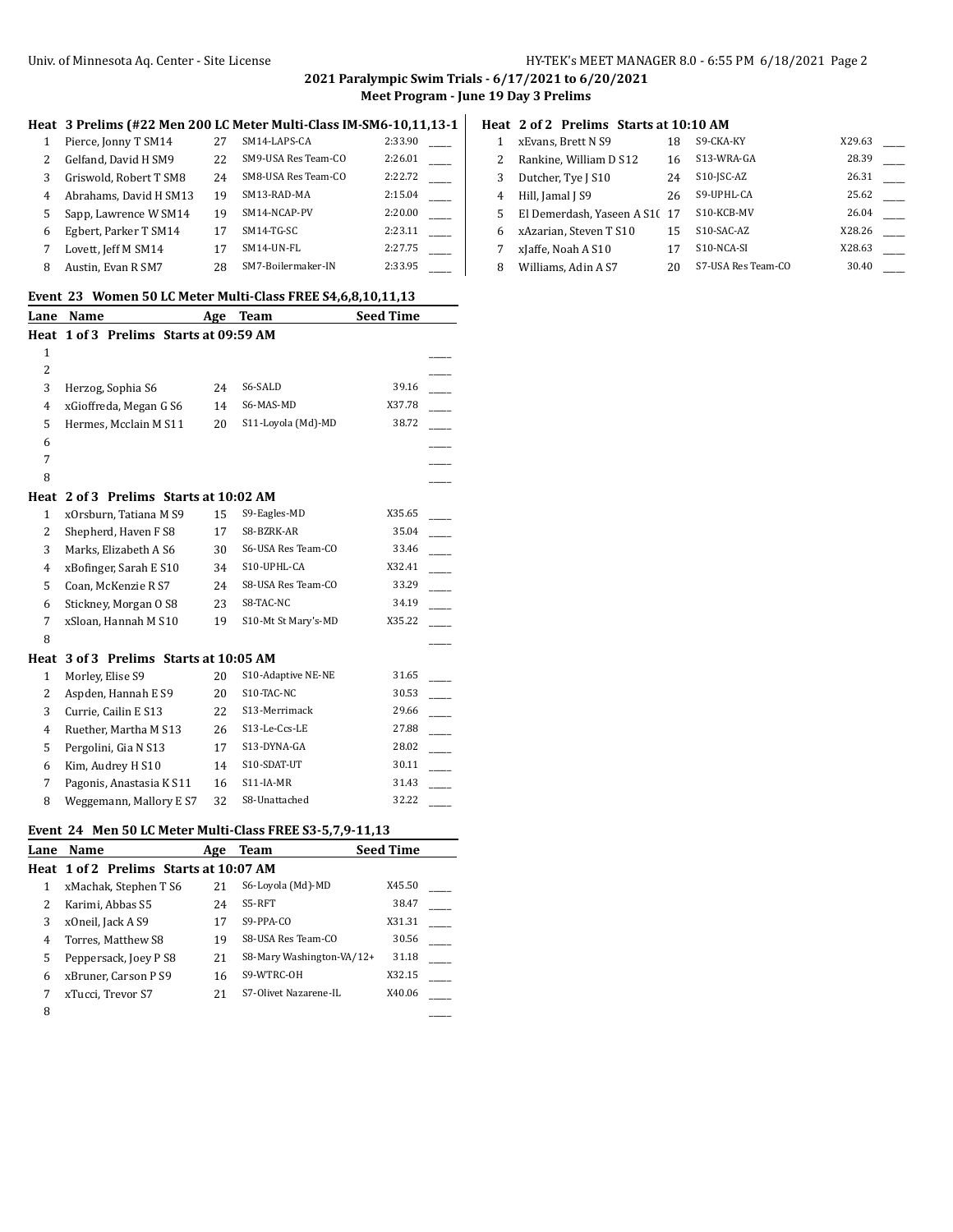**2021 Paralympic Swim Trials - 6/17/2021 to 6/20/2021**

**Meet Program - June 19 Day 3 Prelims**

**Heat 3 Prelims (#22 Men 200 LC Meter Multi-Class IM-SM6-10,11,13-1**

| | | | | | |
|---|---|---|---|---|---|
| 1 | Pierce, Jonny T SM14 | 27 | SM14-LAPS-CA | 2:33.90 | _____ |
| 2 | Gelfand, David H SM9 | 22 | SM9-USA Res Team-CO | 2:26.01 | _____ |
| 3 | Griswold, Robert T SM8 | 24 | SM8-USA Res Team-CO | 2:22.72 | _____ |
| 4 | Abrahams, David H SM13 | 19 | SM13-RAD-MA | 2:15.04 | _____ |
| 5 | Sapp, Lawrence W SM14 | 19 | SM14-NCAP-PV | 2:20.00 | _____ |
| 6 | Egbert, Parker T SM14 | 17 | SM14-TG-SC | 2:23.11 | _____ |
| 7 | Lovett, Jeff M SM14 | 17 | SM14-UN-FL | 2:27.75 | _____ |
| 8 | Austin, Evan R SM7 | 28 | SM7-Boilermaker-IN | 2:33.95 | _____ |

### Event 23 Women 50 LC Meter Multi-Class FREE S4,6,8,10,11,13

| Lane | Name | Age | Team | Seed Time | |
|---|---|---|---|---|---|
| **Heat 1 of 3 Prelims Starts at 09:59 AM** | | | | | |
| 1 | | | | | _____ |
| 2 | | | | | _____ |
| 3 | Herzog, Sophia S6 | 24 | S6-SALD | 39.16 | _____ |
| 4 | xGioffreda, Megan G S6 | 14 | S6-MAS-MD | X37.78 | _____ |
| 5 | Hermes, Mcclain M S11 | 20 | S11-Loyola (Md)-MD | 38.72 | _____ |
| 6 | | | | | _____ |
| 7 | | | | | _____ |
| 8 | | | | | _____ |
| **Heat 2 of 3 Prelims Starts at 10:02 AM** | | | | | |
| 1 | xOrsburn, Tatiana M S9 | 15 | S9-Eagles-MD | X35.65 | _____ |
| 2 | Shepherd, Haven F S8 | 17 | S8-BZRK-AR | 35.04 | _____ |
| 3 | Marks, Elizabeth A S6 | 30 | S6-USA Res Team-CO | 33.46 | _____ |
| 4 | xBofinger, Sarah E S10 | 34 | S10-UPHL-CA | X32.41 | _____ |
| 5 | Coan, McKenzie R S7 | 24 | S8-USA Res Team-CO | 33.29 | _____ |
| 6 | Stickney, Morgan O S8 | 23 | S8-TAC-NC | 34.19 | _____ |
| 7 | xSloan, Hannah M S10 | 19 | S10-Mt St Mary's-MD | X35.22 | _____ |
| 8 | | | | | _____ |
| **Heat 3 of 3 Prelims Starts at 10:05 AM** | | | | | |
| 1 | Morley, Elise S9 | 20 | S10-Adaptive NE-NE | 31.65 | _____ |
| 2 | Aspden, Hannah E S9 | 20 | S10-TAC-NC | 30.53 | _____ |
| 3 | Currie, Cailin E S13 | 22 | S13-Merrimack | 29.66 | _____ |
| 4 | Ruether, Martha M S13 | 26 | S13-Le-Ccs-LE | 27.88 | _____ |
| 5 | Pergolini, Gia N S13 | 17 | S13-DYNA-GA | 28.02 | _____ |
| 6 | Kim, Audrey H S10 | 14 | S10-SDAT-UT | 30.11 | _____ |
| 7 | Pagonis, Anastasia K S11 | 16 | S11-IA-MR | 31.43 | _____ |
| 8 | Weggemann, Mallory E S7 | 32 | S8-Unattached | 32.22 | _____ |

### Event 24 Men 50 LC Meter Multi-Class FREE S3-5,7,9-11,13

| Lane | Name | Age | Team | Seed Time | |
|---|---|---|---|---|---|
| **Heat 1 of 2 Prelims Starts at 10:07 AM** | | | | | |
| 1 | xMachak, Stephen T S6 | 21 | S6-Loyola (Md)-MD | X45.50 | _____ |
| 2 | Karimi, Abbas S5 | 24 | S5-RFT | 38.47 | _____ |
| 3 | xOneil, Jack A S9 | 17 | S9-PPA-CO | X31.31 | _____ |
| 4 | Torres, Matthew S8 | 19 | S8-USA Res Team-CO | 30.56 | _____ |
| 5 | Peppersack, Joey P S8 | 21 | S8-Mary Washington-VA/12+ | 31.18 | _____ |
| 6 | xBruner, Carson P S9 | 16 | S9-WTRC-OH | X32.15 | _____ |
| 7 | xTucci, Trevor S7 | 21 | S7-Olivet Nazarene-IL | X40.06 | _____ |
| 8 | | | | | _____ |
| **Heat 2 of 2 Prelims Starts at 10:10 AM** | | | | | |
| 1 | xEvans, Brett N S9 | 18 | S9-CKA-KY | X29.63 | _____ |
| 2 | Rankine, William D S12 | 16 | S13-WRA-GA | 28.39 | _____ |
| 3 | Dutcher, Tye J S10 | 24 | S10-JSC-AZ | 26.31 | _____ |
| 4 | Hill, Jamal J S9 | 26 | S9-UPHL-CA | 25.62 | _____ |
| 5 | El Demerdash, Yaseen A S1( | 17 | S10-KCB-MV | 26.04 | _____ |
| 6 | xAzarian, Steven T S10 | 15 | S10-SAC-AZ | X28.26 | _____ |
| 7 | xJaffe, Noah A S10 | 17 | S10-NCA-SI | X28.63 | _____ |
| 8 | Williams, Adin A S7 | 20 | S7-USA Res Team-CO | 30.40 | _____ |